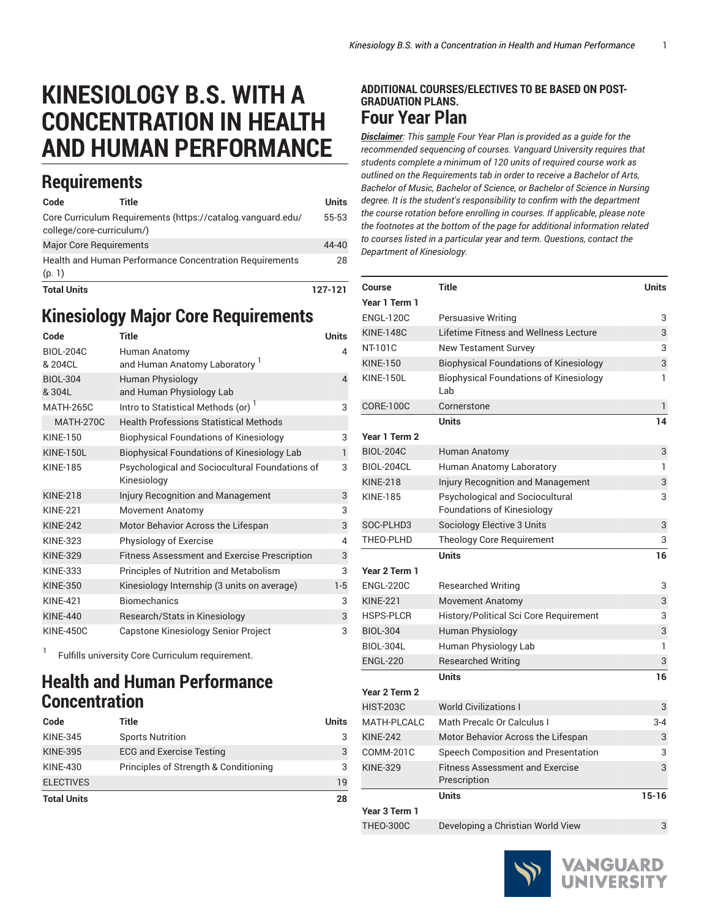# KINESIOLOGY B.S. WITH A CONCENTRATION IN HEALTH AND HUMAN PERFORMANCE

## Requirements

| Code | Title | Units |
|---|---|---|
| Core Curriculum Requirements (https://catalog.vanguard.edu/college/core-curriculum/) | | 55-53 |
| Major Core Requirements | | 44-40 |
| Health and Human Performance Concentration Requirements (p. 1) | | 28 |
| **Total Units** | | **127-121** |

## Kinesiology Major Core Requirements

| Code | Title | Units |
|---|---|---|
| BIOL-204C & 204CL | Human Anatomy and Human Anatomy Laboratory [1] | 4 |
| BIOL-304 & 304L | Human Physiology and Human Physiology Lab | 4 |
| MATH-265C | Intro to Statistical Methods (or) [1] | 3 |
| MATH-270C | Health Professions Statistical Methods | |
| KINE-150 | Biophysical Foundations of Kinesiology | 3 |
| KINE-150L | Biophysical Foundations of Kinesiology Lab | 1 |
| KINE-185 | Psychological and Sociocultural Foundations of Kinesiology | 3 |
| KINE-218 | Injury Recognition and Management | 3 |
| KINE-221 | Movement Anatomy | 3 |
| KINE-242 | Motor Behavior Across the Lifespan | 3 |
| KINE-323 | Physiology of Exercise | 4 |
| KINE-329 | Fitness Assessment and Exercise Prescription | 3 |
| KINE-333 | Principles of Nutrition and Metabolism | 3 |
| KINE-350 | Kinesiology Internship (3 units on average) | 1-5 |
| KINE-421 | Biomechanics | 3 |
| KINE-440 | Research/Stats in Kinesiology | 3 |
| KINE-450C | Capstone Kinesiology Senior Project | 3 |

[1] Fulfills university Core Curriculum requirement.

## Health and Human Performance Concentration

| Code | Title | Units |
|---|---|---|
| KINE-345 | Sports Nutrition | 3 |
| KINE-395 | ECG and Exercise Testing | 3 |
| KINE-430 | Principles of Strength & Conditioning | 3 |
| ELECTIVES | | 19 |
| **Total Units** | | **28** |

### ADDITIONAL COURSES/ELECTIVES TO BE BASED ON POST-GRADUATION PLANS.

## Four Year Plan

***Disclaimer**: This sample Four Year Plan is provided as a guide for the recommended sequencing of courses. Vanguard University requires that students complete a minimum of 120 units of required course work as outlined on the Requirements tab in order to receive a Bachelor of Arts, Bachelor of Music, Bachelor of Science, or Bachelor of Science in Nursing degree. It is the student's responsibility to confirm with the department the course rotation before enrolling in courses. If applicable, please note the footnotes at the bottom of the page for additional information related to courses listed in a particular year and term. Questions, contact the Department of Kinesiology.*

| Course | Title | Units |
|---|---|---|
| **Year 1 Term 1** | | |
| ENGL-120C | Persuasive Writing | 3 |
| KINE-148C | Lifetime Fitness and Wellness Lecture | 3 |
| NT-101C | New Testament Survey | 3 |
| KINE-150 | Biophysical Foundations of Kinesiology | 3 |
| KINE-150L | Biophysical Foundations of Kinesiology Lab | 1 |
| CORE-100C | Cornerstone | 1 |
| | **Units** | **14** |
| **Year 1 Term 2** | | |
| BIOL-204C | Human Anatomy | 3 |
| BIOL-204CL | Human Anatomy Laboratory | 1 |
| KINE-218 | Injury Recognition and Management | 3 |
| KINE-185 | Psychological and Sociocultural Foundations of Kinesiology | 3 |
| SOC-PLHD3 | Sociology Elective 3 Units | 3 |
| THEO-PLHD | Theology Core Requirement | 3 |
| | **Units** | **16** |
| **Year 2 Term 1** | | |
| ENGL-220C | Researched Writing | 3 |
| KINE-221 | Movement Anatomy | 3 |
| HSPS-PLCR | History/Political Sci Core Requirement | 3 |
| BIOL-304 | Human Physiology | 3 |
| BIOL-304L | Human Physiology Lab | 1 |
| ENGL-220 | Researched Writing | 3 |
| | **Units** | **16** |
| **Year 2 Term 2** | | |
| HIST-203C | World Civilizations I | 3 |
| MATH-PLCALC | Math Precalc Or Calculus I | 3-4 |
| KINE-242 | Motor Behavior Across the Lifespan | 3 |
| COMM-201C | Speech Composition and Presentation | 3 |
| KINE-329 | Fitness Assessment and Exercise Prescription | 3 |
| | **Units** | **15-16** |
| **Year 3 Term 1** | | |
| THEO-300C | Developing a Christian World View | 3 |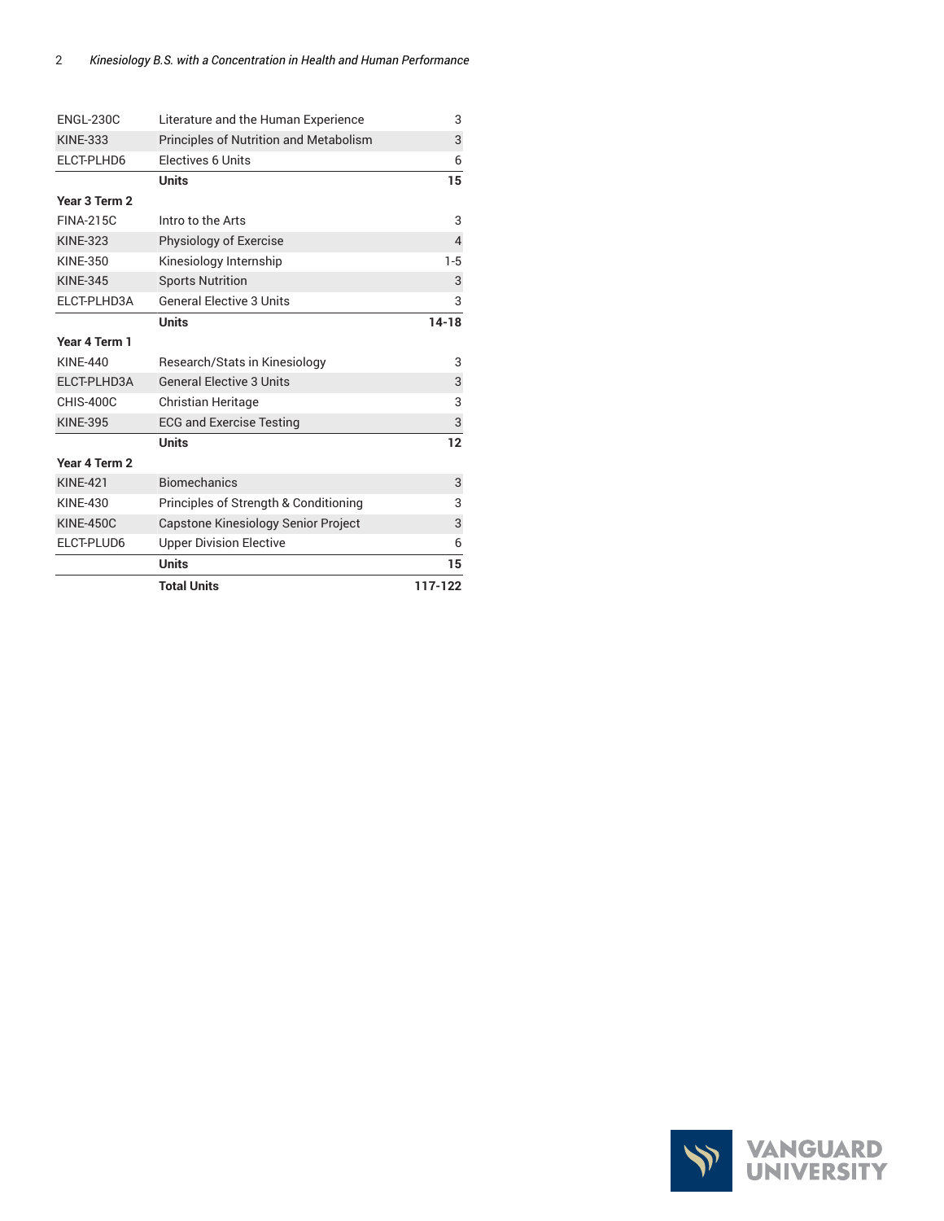| | | |
|---|---|---|
| ENGL-230C | Literature and the Human Experience | 3 |
| KINE-333 | Principles of Nutrition and Metabolism | 3 |
| ELCT-PLHD6 | Electives 6 Units | 6 |
| | **Units** | **15** |
| **Year 3 Term 2** | | |
| FINA-215C | Intro to the Arts | 3 |
| KINE-323 | Physiology of Exercise | 4 |
| KINE-350 | Kinesiology Internship | 1-5 |
| KINE-345 | Sports Nutrition | 3 |
| ELCT-PLHD3A | General Elective 3 Units | 3 |
| | **Units** | **14-18** |
| **Year 4 Term 1** | | |
| KINE-440 | Research/Stats in Kinesiology | 3 |
| ELCT-PLHD3A | General Elective 3 Units | 3 |
| CHIS-400C | Christian Heritage | 3 |
| KINE-395 | ECG and Exercise Testing | 3 |
| | **Units** | **12** |
| **Year 4 Term 2** | | |
| KINE-421 | Biomechanics | 3 |
| KINE-430 | Principles of Strength & Conditioning | 3 |
| KINE-450C | Capstone Kinesiology Senior Project | 3 |
| ELCT-PLUD6 | Upper Division Elective | 6 |
| | **Units** | **15** |
| | **Total Units** | **117-122** |